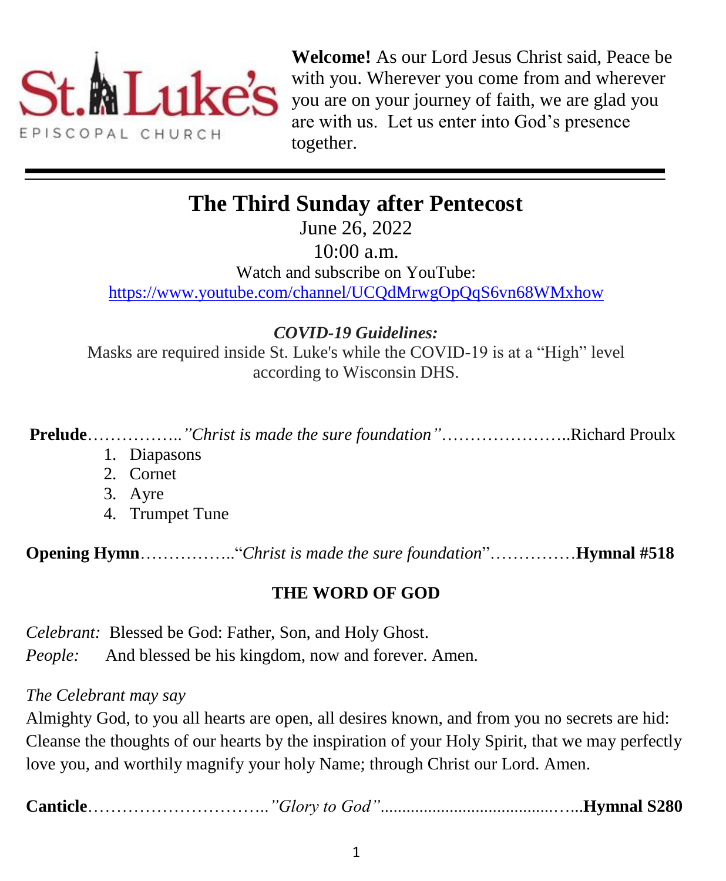St. Luke's EPISCOPAL CHURCH

**Welcome!** As our Lord Jesus Christ said, Peace be with you. Wherever you come from and wherever you are on your journey of faith, we are glad you are with us. Let us enter into God's presence together.

# The Third Sunday after Pentecost

June 26, 2022

10:00 a.m.

Watch and subscribe on YouTube:
https://www.youtube.com/channel/UCQdMrwgOpQqS6vn68WMxhow

***COVID-19 Guidelines:***

Masks are required inside St. Luke's while the COVID-19 is at a "High" level according to Wisconsin DHS.

**Prelude**……………..*"Christ is made the sure foundation"*…………………..Richard Proulx

1. Diapasons
2. Cornet
3. Ayre
4. Trumpet Tune

**Opening Hymn**……………..*"Christ is made the sure foundation"*……………**Hymnal #518**

## THE WORD OF GOD

*Celebrant:* Blessed be God: Father, Son, and Holy Ghost.
*People:* And blessed be his kingdom, now and forever. Amen.

*The Celebrant may say*

Almighty God, to you all hearts are open, all desires known, and from you no secrets are hid: Cleanse the thoughts of our hearts by the inspiration of your Holy Spirit, that we may perfectly love you, and worthily magnify your holy Name; through Christ our Lord. Amen.

**Canticle**…………………………..*"Glory to God"*.........................................…..**Hymnal S280**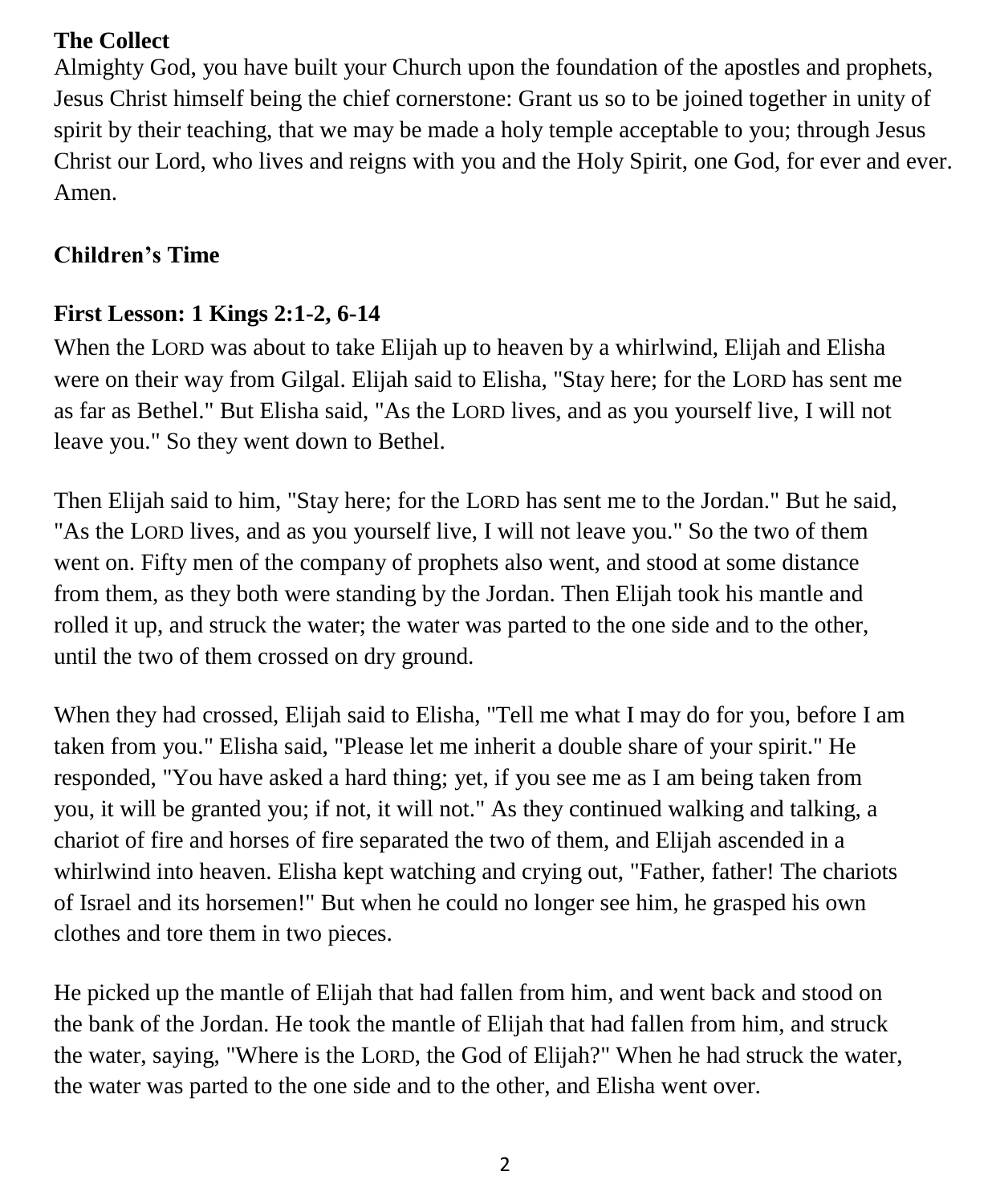**The Collect**

Almighty God, you have built your Church upon the foundation of the apostles and prophets, Jesus Christ himself being the chief cornerstone: Grant us so to be joined together in unity of spirit by their teaching, that we may be made a holy temple acceptable to you; through Jesus Christ our Lord, who lives and reigns with you and the Holy Spirit, one God, for ever and ever. Amen.

**Children's Time**

**First Lesson: 1 Kings 2:1-2, 6-14**

When the LORD was about to take Elijah up to heaven by a whirlwind, Elijah and Elisha were on their way from Gilgal. Elijah said to Elisha, "Stay here; for the LORD has sent me as far as Bethel." But Elisha said, "As the LORD lives, and as you yourself live, I will not leave you." So they went down to Bethel.

Then Elijah said to him, "Stay here; for the LORD has sent me to the Jordan." But he said, "As the LORD lives, and as you yourself live, I will not leave you." So the two of them went on. Fifty men of the company of prophets also went, and stood at some distance from them, as they both were standing by the Jordan. Then Elijah took his mantle and rolled it up, and struck the water; the water was parted to the one side and to the other, until the two of them crossed on dry ground.

When they had crossed, Elijah said to Elisha, "Tell me what I may do for you, before I am taken from you." Elisha said, "Please let me inherit a double share of your spirit." He responded, "You have asked a hard thing; yet, if you see me as I am being taken from you, it will be granted you; if not, it will not." As they continued walking and talking, a chariot of fire and horses of fire separated the two of them, and Elijah ascended in a whirlwind into heaven. Elisha kept watching and crying out, "Father, father! The chariots of Israel and its horsemen!" But when he could no longer see him, he grasped his own clothes and tore them in two pieces.

He picked up the mantle of Elijah that had fallen from him, and went back and stood on the bank of the Jordan. He took the mantle of Elijah that had fallen from him, and struck the water, saying, "Where is the LORD, the God of Elijah?" When he had struck the water, the water was parted to the one side and to the other, and Elisha went over.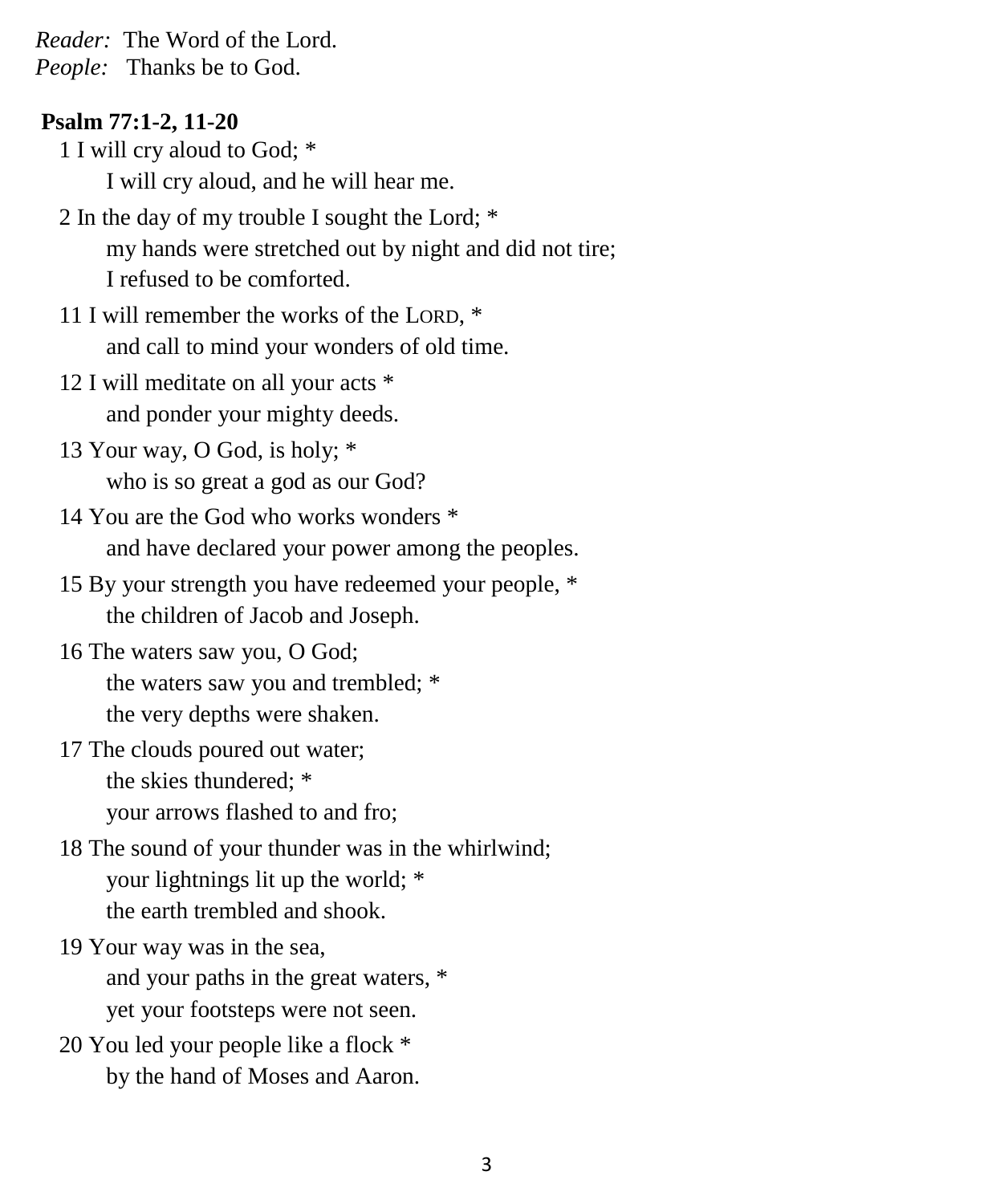*Reader:* The Word of the Lord.
*People:* Thanks be to God.

**Psalm 77:1-2, 11-20**

1 I will cry aloud to God; *
  I will cry aloud, and he will hear me.

2 In the day of my trouble I sought the Lord; *
  my hands were stretched out by night and did not tire;
  I refused to be comforted.

11 I will remember the works of the LORD, *
  and call to mind your wonders of old time.

12 I will meditate on all your acts *
  and ponder your mighty deeds.

13 Your way, O God, is holy; *
  who is so great a god as our God?

14 You are the God who works wonders *
  and have declared your power among the peoples.

15 By your strength you have redeemed your people, *
  the children of Jacob and Joseph.

16 The waters saw you, O God;
  the waters saw you and trembled; *
  the very depths were shaken.

17 The clouds poured out water;
  the skies thundered; *
  your arrows flashed to and fro;

18 The sound of your thunder was in the whirlwind;
  your lightnings lit up the world; *
  the earth trembled and shook.

19 Your way was in the sea,
  and your paths in the great waters, *
  yet your footsteps were not seen.

20 You led your people like a flock *
  by the hand of Moses and Aaron.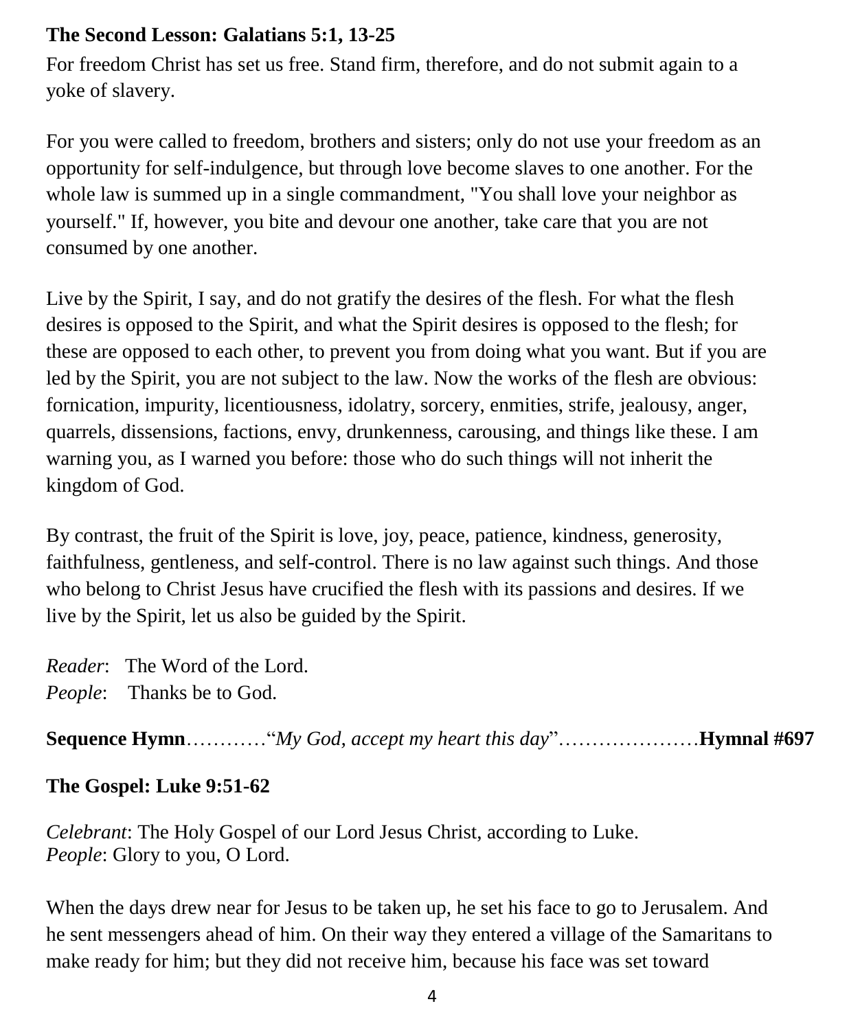**The Second Lesson: Galatians 5:1, 13-25**

For freedom Christ has set us free. Stand firm, therefore, and do not submit again to a yoke of slavery.

For you were called to freedom, brothers and sisters; only do not use your freedom as an opportunity for self-indulgence, but through love become slaves to one another. For the whole law is summed up in a single commandment, "You shall love your neighbor as yourself." If, however, you bite and devour one another, take care that you are not consumed by one another.

Live by the Spirit, I say, and do not gratify the desires of the flesh. For what the flesh desires is opposed to the Spirit, and what the Spirit desires is opposed to the flesh; for these are opposed to each other, to prevent you from doing what you want. But if you are led by the Spirit, you are not subject to the law. Now the works of the flesh are obvious: fornication, impurity, licentiousness, idolatry, sorcery, enmities, strife, jealousy, anger, quarrels, dissensions, factions, envy, drunkenness, carousing, and things like these. I am warning you, as I warned you before: those who do such things will not inherit the kingdom of God.

By contrast, the fruit of the Spirit is love, joy, peace, patience, kindness, generosity, faithfulness, gentleness, and self-control. There is no law against such things. And those who belong to Christ Jesus have crucified the flesh with its passions and desires. If we live by the Spirit, let us also be guided by the Spirit.

*Reader*: The Word of the Lord.
*People*: Thanks be to God.

**Sequence Hymn**…………"*My God, accept my heart this day*"…………………**Hymnal #697**

**The Gospel: Luke 9:51-62**

*Celebrant*: The Holy Gospel of our Lord Jesus Christ, according to Luke.
*People*: Glory to you, O Lord.

When the days drew near for Jesus to be taken up, he set his face to go to Jerusalem. And he sent messengers ahead of him. On their way they entered a village of the Samaritans to make ready for him; but they did not receive him, because his face was set toward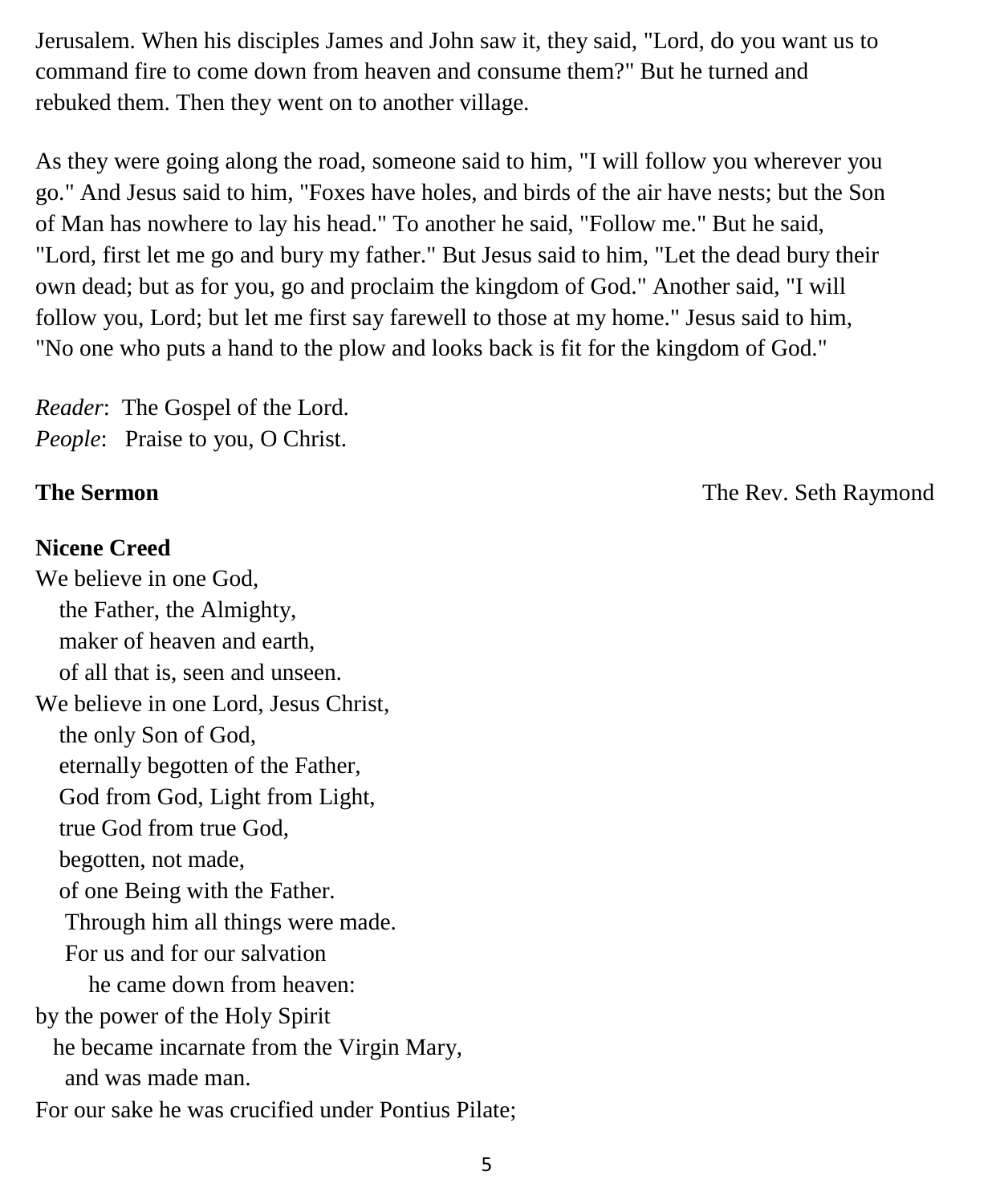Jerusalem. When his disciples James and John saw it, they said, "Lord, do you want us to command fire to come down from heaven and consume them?" But he turned and rebuked them. Then they went on to another village.

As they were going along the road, someone said to him, "I will follow you wherever you go." And Jesus said to him, "Foxes have holes, and birds of the air have nests; but the Son of Man has nowhere to lay his head." To another he said, "Follow me." But he said, "Lord, first let me go and bury my father." But Jesus said to him, "Let the dead bury their own dead; but as for you, go and proclaim the kingdom of God." Another said, "I will follow you, Lord; but let me first say farewell to those at my home." Jesus said to him, "No one who puts a hand to the plow and looks back is fit for the kingdom of God."

*Reader*: The Gospel of the Lord.
*People*: Praise to you, O Christ.

**The Sermon** The Rev. Seth Raymond

**Nicene Creed**

We believe in one God,
the Father, the Almighty,
maker of heaven and earth,
of all that is, seen and unseen.
We believe in one Lord, Jesus Christ,
the only Son of God,
eternally begotten of the Father,
God from God, Light from Light,
true God from true God,
begotten, not made,
of one Being with the Father.
Through him all things were made.
For us and for our salvation
he came down from heaven:
by the power of the Holy Spirit
he became incarnate from the Virgin Mary,
and was made man.
For our sake he was crucified under Pontius Pilate;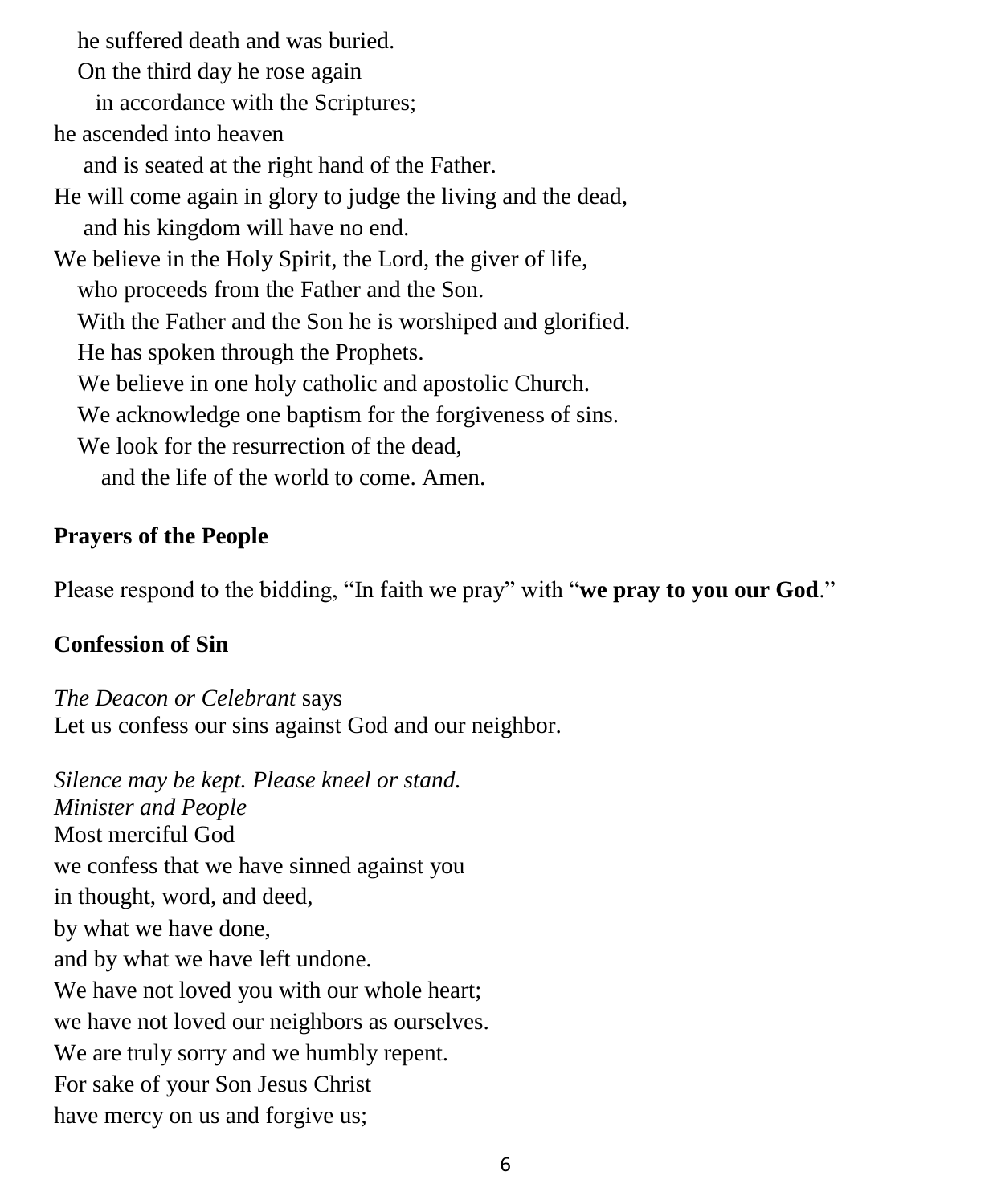he suffered death and was buried.
On the third day he rose again
in accordance with the Scriptures;
he ascended into heaven
and is seated at the right hand of the Father.
He will come again in glory to judge the living and the dead,
and his kingdom will have no end.
We believe in the Holy Spirit, the Lord, the giver of life,
who proceeds from the Father and the Son.
With the Father and the Son he is worshiped and glorified.
He has spoken through the Prophets.
We believe in one holy catholic and apostolic Church.
We acknowledge one baptism for the forgiveness of sins.
We look for the resurrection of the dead,
and the life of the world to come. Amen.

**Prayers of the People**

Please respond to the bidding, "In faith we pray" with "**we pray to you our God**."

**Confession of Sin**

*The Deacon or Celebrant* says
Let us confess our sins against God and our neighbor.

*Silence may be kept. Please kneel or stand.*
*Minister and People*
Most merciful God
we confess that we have sinned against you
in thought, word, and deed,
by what we have done,
and by what we have left undone.
We have not loved you with our whole heart;
we have not loved our neighbors as ourselves.
We are truly sorry and we humbly repent.
For sake of your Son Jesus Christ
have mercy on us and forgive us;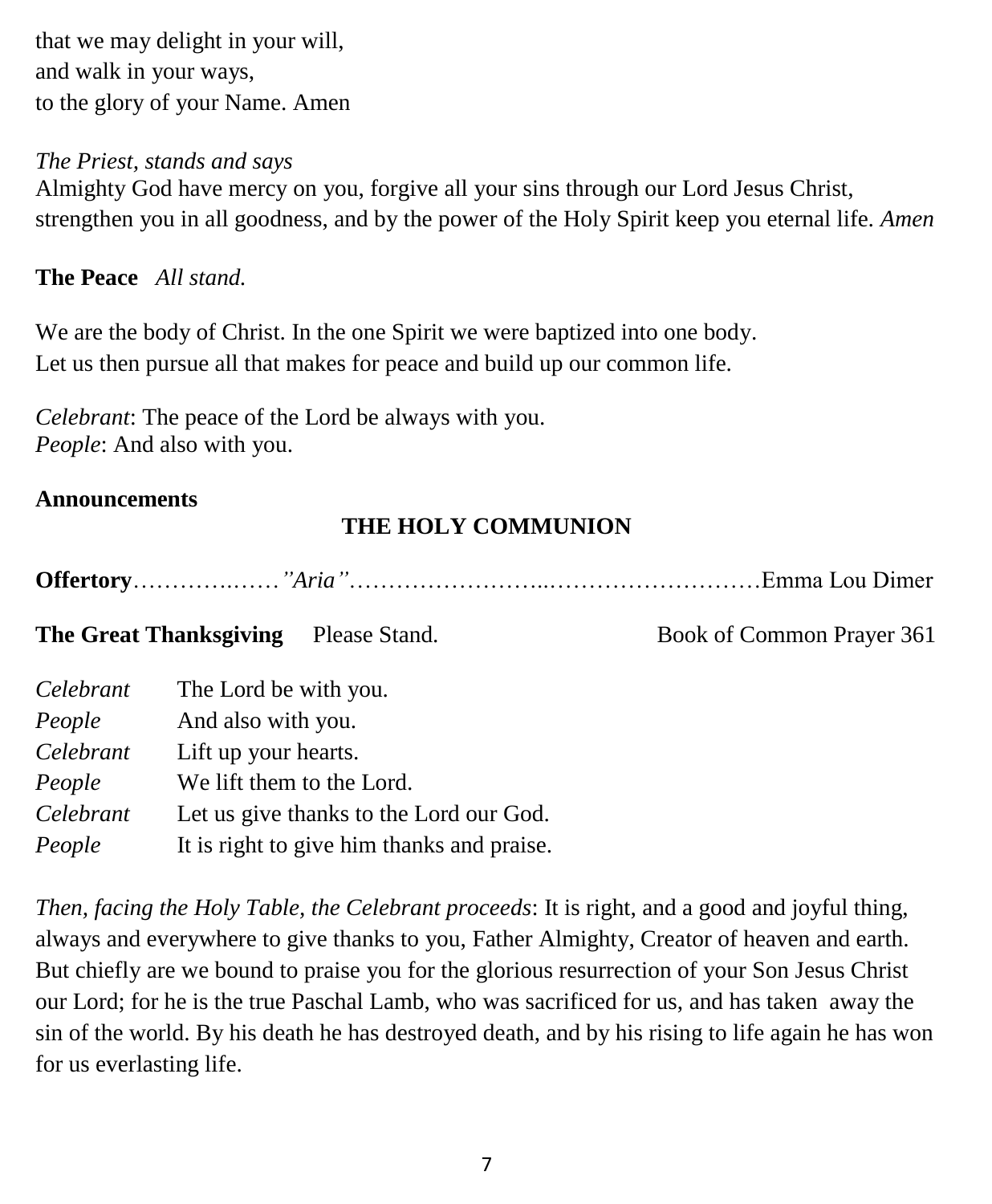that we may delight in your will,
and walk in your ways,
to the glory of your Name. Amen

*The Priest, stands and says*
Almighty God have mercy on you, forgive all your sins through our Lord Jesus Christ, strengthen you in all goodness, and by the power of the Holy Spirit keep you eternal life. *Amen*

**The Peace** *All stand.*

We are the body of Christ. In the one Spirit we were baptized into one body.
Let us then pursue all that makes for peace and build up our common life.

*Celebrant*: The peace of the Lord be always with you.
*People*: And also with you.

**Announcements**

## THE HOLY COMMUNION

**Offertory**……………… *"Aria"*………………………..………………………Emma Lou Dimer

**The Great Thanksgiving** Please Stand. Book of Common Prayer 361

*Celebrant* The Lord be with you.
*People* And also with you.
*Celebrant* Lift up your hearts.
*People* We lift them to the Lord.
*Celebrant* Let us give thanks to the Lord our God.
*People* It is right to give him thanks and praise.

*Then, facing the Holy Table, the Celebrant proceeds*: It is right, and a good and joyful thing, always and everywhere to give thanks to you, Father Almighty, Creator of heaven and earth. But chiefly are we bound to praise you for the glorious resurrection of your Son Jesus Christ our Lord; for he is the true Paschal Lamb, who was sacrificed for us, and has taken away the sin of the world. By his death he has destroyed death, and by his rising to life again he has won for us everlasting life.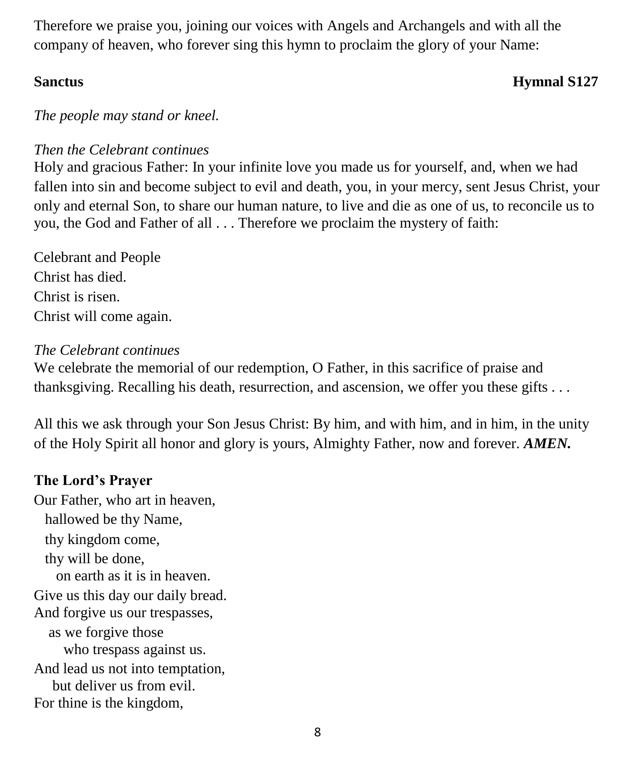Therefore we praise you, joining our voices with Angels and Archangels and with all the company of heaven, who forever sing this hymn to proclaim the glory of your Name:

**Sanctus** **Hymnal S127**

*The people may stand or kneel.*

*Then the Celebrant continues*
Holy and gracious Father: In your infinite love you made us for yourself, and, when we had fallen into sin and become subject to evil and death, you, in your mercy, sent Jesus Christ, your only and eternal Son, to share our human nature, to live and die as one of us, to reconcile us to you, the God and Father of all . . . Therefore we proclaim the mystery of faith:

Celebrant and People
Christ has died.
Christ is risen.
Christ will come again.

*The Celebrant continues*
We celebrate the memorial of our redemption, O Father, in this sacrifice of praise and thanksgiving. Recalling his death, resurrection, and ascension, we offer you these gifts . . .

All this we ask through your Son Jesus Christ: By him, and with him, and in him, in the unity of the Holy Spirit all honor and glory is yours, Almighty Father, now and forever. ***AMEN.***

**The Lord's Prayer**

Our Father, who art in heaven,
hallowed be thy Name,
thy kingdom come,
thy will be done,
on earth as it is in heaven.
Give us this day our daily bread.
And forgive us our trespasses,
as we forgive those
who trespass against us.
And lead us not into temptation,
but deliver us from evil.
For thine is the kingdom,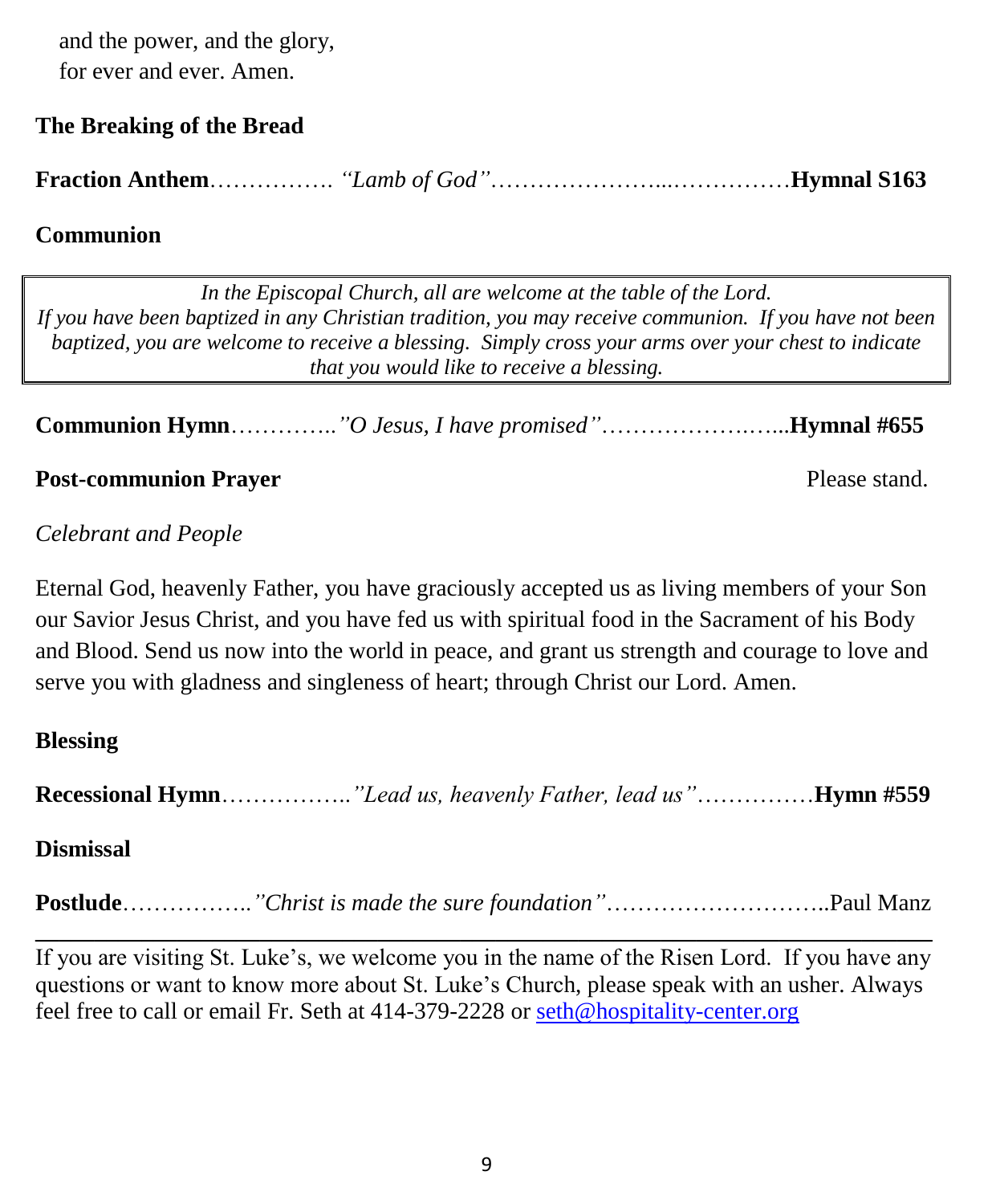and the power, and the glory,
for ever and ever. Amen.

**The Breaking of the Bread**

**Fraction Anthem**……………. *"Lamb of God"*…………………...……………**Hymnal S163**

**Communion**

> *In the Episcopal Church, all are welcome at the table of the Lord. If you have been baptized in any Christian tradition, you may receive communion. If you have not been baptized, you are welcome to receive a blessing. Simply cross your arms over your chest to indicate that you would like to receive a blessing.*

**Communion Hymn**…………..*"O Jesus, I have promised"*……………….…...**Hymnal #655**

**Post-communion Prayer** Please stand.

*Celebrant and People*

Eternal God, heavenly Father, you have graciously accepted us as living members of your Son our Savior Jesus Christ, and you have fed us with spiritual food in the Sacrament of his Body and Blood. Send us now into the world in peace, and grant us strength and courage to love and serve you with gladness and singleness of heart; through Christ our Lord. Amen.

**Blessing**

**Recessional Hymn**……………..*"Lead us, heavenly Father, lead us"*……………**Hymn #559**

**Dismissal**

**Postlude**……………..*"Christ is made the sure foundation"*………………………..Paul Manz

---

If you are visiting St. Luke's, we welcome you in the name of the Risen Lord. If you have any questions or want to know more about St. Luke's Church, please speak with an usher. Always feel free to call or email Fr. Seth at 414-379-2228 or seth@hospitality-center.org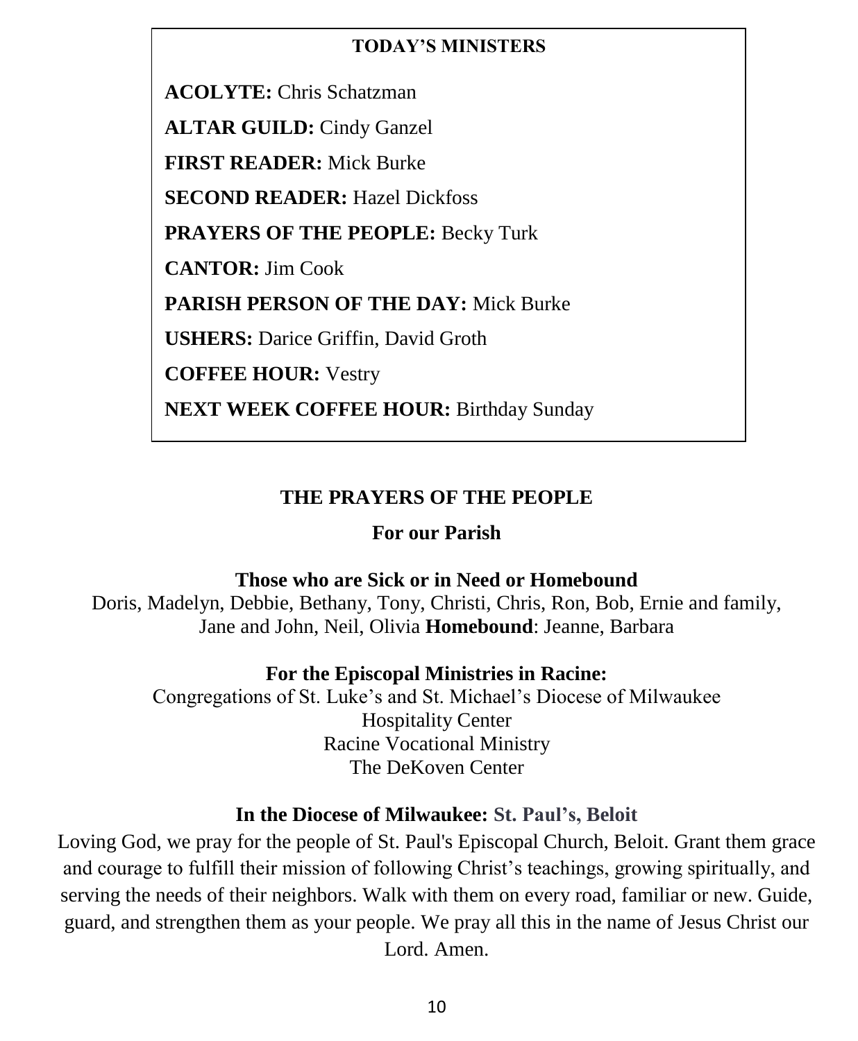## TODAY'S MINISTERS

**ACOLYTE:** Chris Schatzman

**ALTAR GUILD:** Cindy Ganzel

**FIRST READER:** Mick Burke

**SECOND READER:** Hazel Dickfoss

**PRAYERS OF THE PEOPLE:** Becky Turk

**CANTOR:** Jim Cook

**PARISH PERSON OF THE DAY:** Mick Burke

**USHERS:** Darice Griffin, David Groth

**COFFEE HOUR:** Vestry

**NEXT WEEK COFFEE HOUR:** Birthday Sunday

## THE PRAYERS OF THE PEOPLE

**For our Parish**

**Those who are Sick or in Need or Homebound**

Doris, Madelyn, Debbie, Bethany, Tony, Christi, Chris, Ron, Bob, Ernie and family, Jane and John, Neil, Olivia **Homebound**: Jeanne, Barbara

**For the Episcopal Ministries in Racine:**

Congregations of St. Luke's and St. Michael's Diocese of Milwaukee
Hospitality Center
Racine Vocational Ministry
The DeKoven Center

**In the Diocese of Milwaukee: St. Paul's, Beloit**

Loving God, we pray for the people of St. Paul's Episcopal Church, Beloit. Grant them grace and courage to fulfill their mission of following Christ's teachings, growing spiritually, and serving the needs of their neighbors. Walk with them on every road, familiar or new. Guide, guard, and strengthen them as your people. We pray all this in the name of Jesus Christ our Lord. Amen.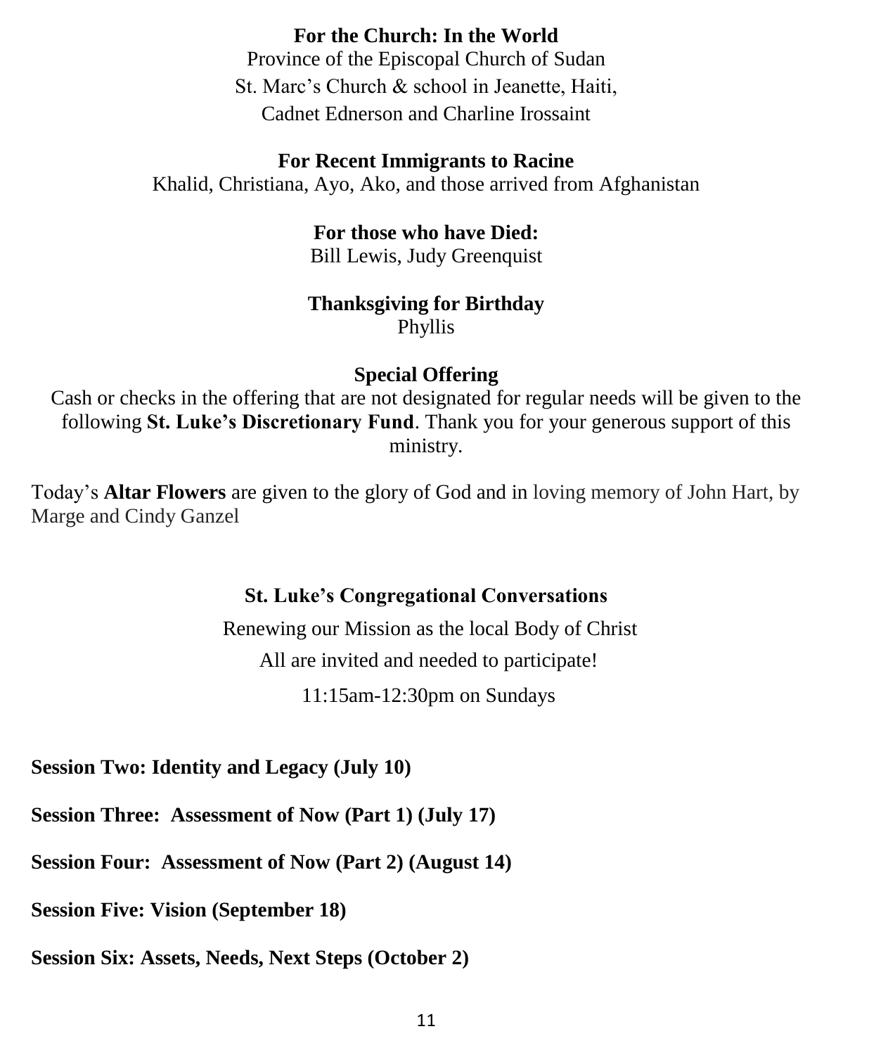**For the Church: In the World**

Province of the Episcopal Church of Sudan

St. Marc's Church & school in Jeanette, Haiti,

Cadnet Ednerson and Charline Irossaint

**For Recent Immigrants to Racine**

Khalid, Christiana, Ayo, Ako, and those arrived from Afghanistan

**For those who have Died:**

Bill Lewis, Judy Greenquist

**Thanksgiving for Birthday**

Phyllis

**Special Offering**

Cash or checks in the offering that are not designated for regular needs will be given to the following **St. Luke's Discretionary Fund**. Thank you for your generous support of this ministry.

Today's **Altar Flowers** are given to the glory of God and in loving memory of John Hart, by Marge and Cindy Ganzel

**St. Luke's Congregational Conversations**

Renewing our Mission as the local Body of Christ

All are invited and needed to participate!

11:15am-12:30pm on Sundays

**Session Two: Identity and Legacy (July 10)**

**Session Three: Assessment of Now (Part 1) (July 17)**

**Session Four: Assessment of Now (Part 2) (August 14)**

**Session Five: Vision (September 18)**

**Session Six: Assets, Needs, Next Steps (October 2)**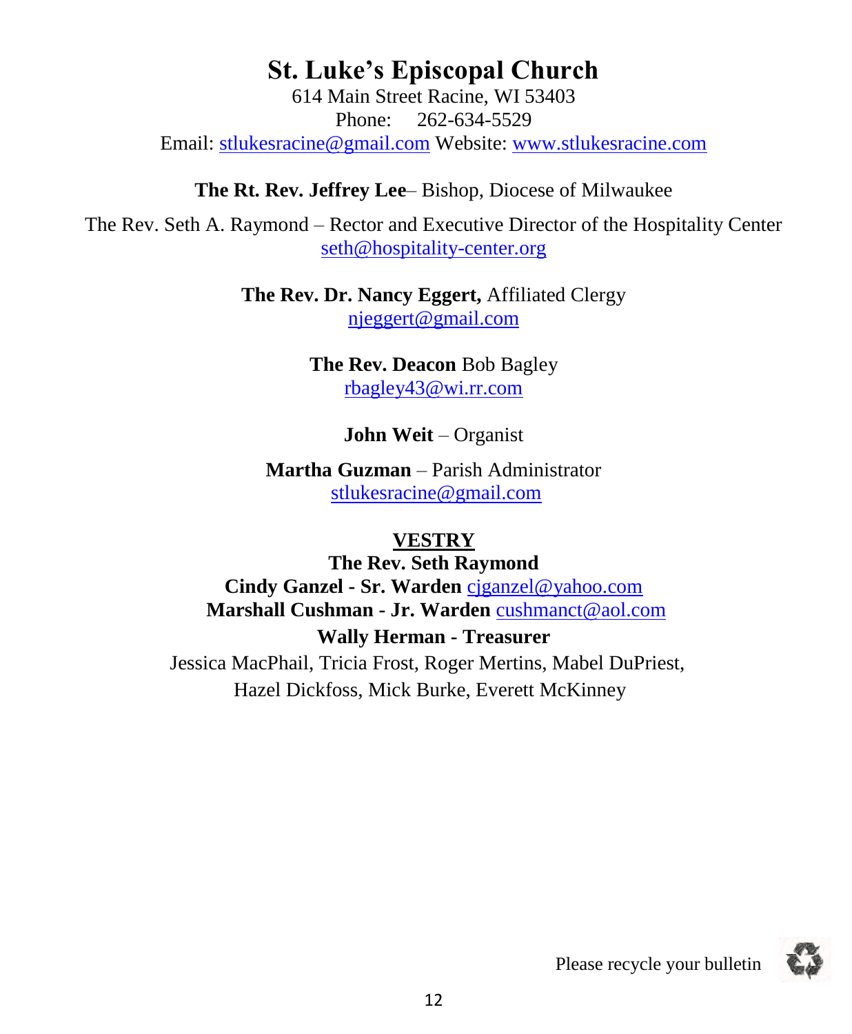# St. Luke's Episcopal Church

614 Main Street Racine, WI 53403
Phone: 262-634-5529
Email: stlukesracine@gmail.com Website: www.stlukesracine.com

**The Rt. Rev. Jeffrey Lee**– Bishop, Diocese of Milwaukee

The Rev. Seth A. Raymond – Rector and Executive Director of the Hospitality Center
seth@hospitality-center.org

**The Rev. Dr. Nancy Eggert,** Affiliated Clergy
njeggert@gmail.com

**The Rev. Deacon** Bob Bagley
rbagley43@wi.rr.com

**John Weit** – Organist

**Martha Guzman** – Parish Administrator
stlukesracine@gmail.com

## VESTRY

**The Rev. Seth Raymond**
**Cindy Ganzel - Sr. Warden** cjganzel@yahoo.com
**Marshall Cushman - Jr. Warden** cushmanct@aol.com
**Wally Herman - Treasurer**
Jessica MacPhail, Tricia Frost, Roger Mertins, Mabel DuPriest, Hazel Dickfoss, Mick Burke, Everett McKinney

Please recycle your bulletin